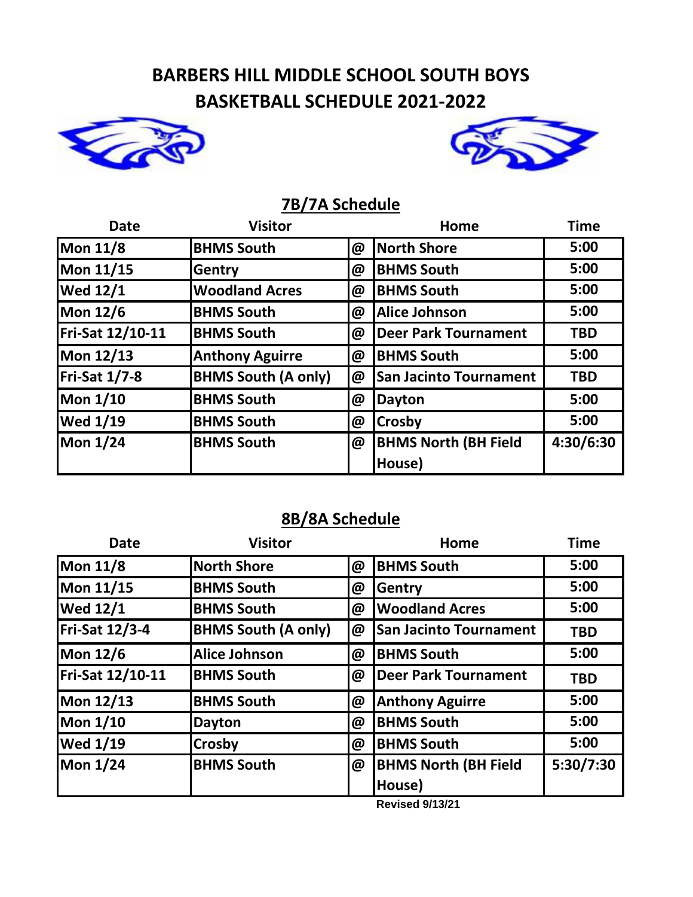# BARBERS HILL MIDDLE SCHOOL SOUTH BOYS BASKETBALL SCHEDULE 2021-2022

## 7B/7A Schedule

| Date | Visitor | | Home | Time |
|---|---|---|---|---|
| Mon 11/8 | BHMS South | @ | North Shore | 5:00 |
| Mon 11/15 | Gentry | @ | BHMS South | 5:00 |
| Wed 12/1 | Woodland Acres | @ | BHMS South | 5:00 |
| Mon 12/6 | BHMS South | @ | Alice Johnson | 5:00 |
| Fri-Sat 12/10-11 | BHMS South | @ | Deer Park Tournament | TBD |
| Mon 12/13 | Anthony Aguirre | @ | BHMS South | 5:00 |
| Fri-Sat 1/7-8 | BHMS South (A only) | @ | San Jacinto Tournament | TBD |
| Mon 1/10 | BHMS South | @ | Dayton | 5:00 |
| Wed 1/19 | BHMS South | @ | Crosby | 5:00 |
| Mon 1/24 | BHMS South | @ | BHMS North (BH Field House) | 4:30/6:30 |

## 8B/8A Schedule

| Date | Visitor | | Home | Time |
|---|---|---|---|---|
| Mon 11/8 | North Shore | @ | BHMS South | 5:00 |
| Mon 11/15 | BHMS South | @ | Gentry | 5:00 |
| Wed 12/1 | BHMS South | @ | Woodland Acres | 5:00 |
| Fri-Sat 12/3-4 | BHMS South (A only) | @ | San Jacinto Tournament | TBD |
| Mon 12/6 | Alice Johnson | @ | BHMS South | 5:00 |
| Fri-Sat 12/10-11 | BHMS South | @ | Deer Park Tournament | TBD |
| Mon 12/13 | BHMS South | @ | Anthony Aguirre | 5:00 |
| Mon 1/10 | Dayton | @ | BHMS South | 5:00 |
| Wed 1/19 | Crosby | @ | BHMS South | 5:00 |
| Mon 1/24 | BHMS South | @ | BHMS North (BH Field House) | 5:30/7:30 |

Revised 9/13/21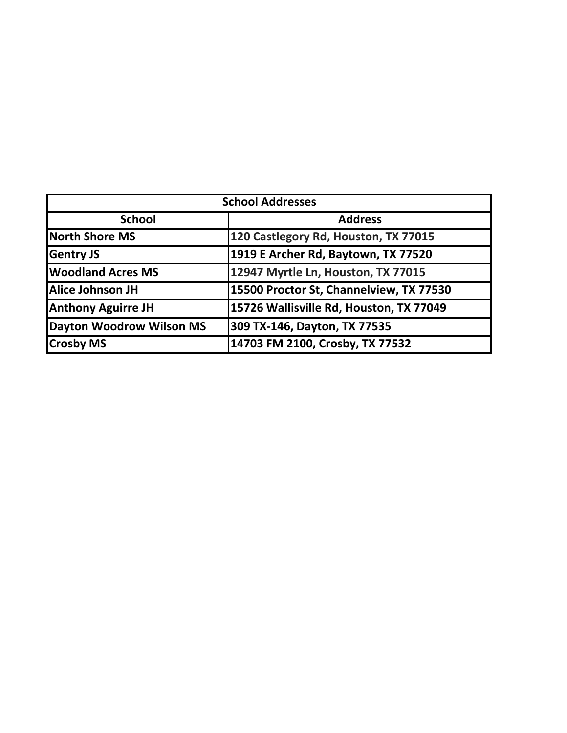| School Addresses | |
|---|---|
| **School** | **Address** |
| **North Shore MS** | **120 Castlegory Rd, Houston, TX 77015** |
| **Gentry JS** | **1919 E Archer Rd, Baytown, TX 77520** |
| **Woodland Acres MS** | **12947 Myrtle Ln, Houston, TX 77015** |
| **Alice Johnson JH** | **15500 Proctor St, Channelview, TX 77530** |
| **Anthony Aguirre JH** | **15726 Wallisville Rd, Houston, TX 77049** |
| **Dayton Woodrow Wilson MS** | **309 TX-146, Dayton, TX 77535** |
| **Crosby MS** | **14703 FM 2100, Crosby, TX 77532** |